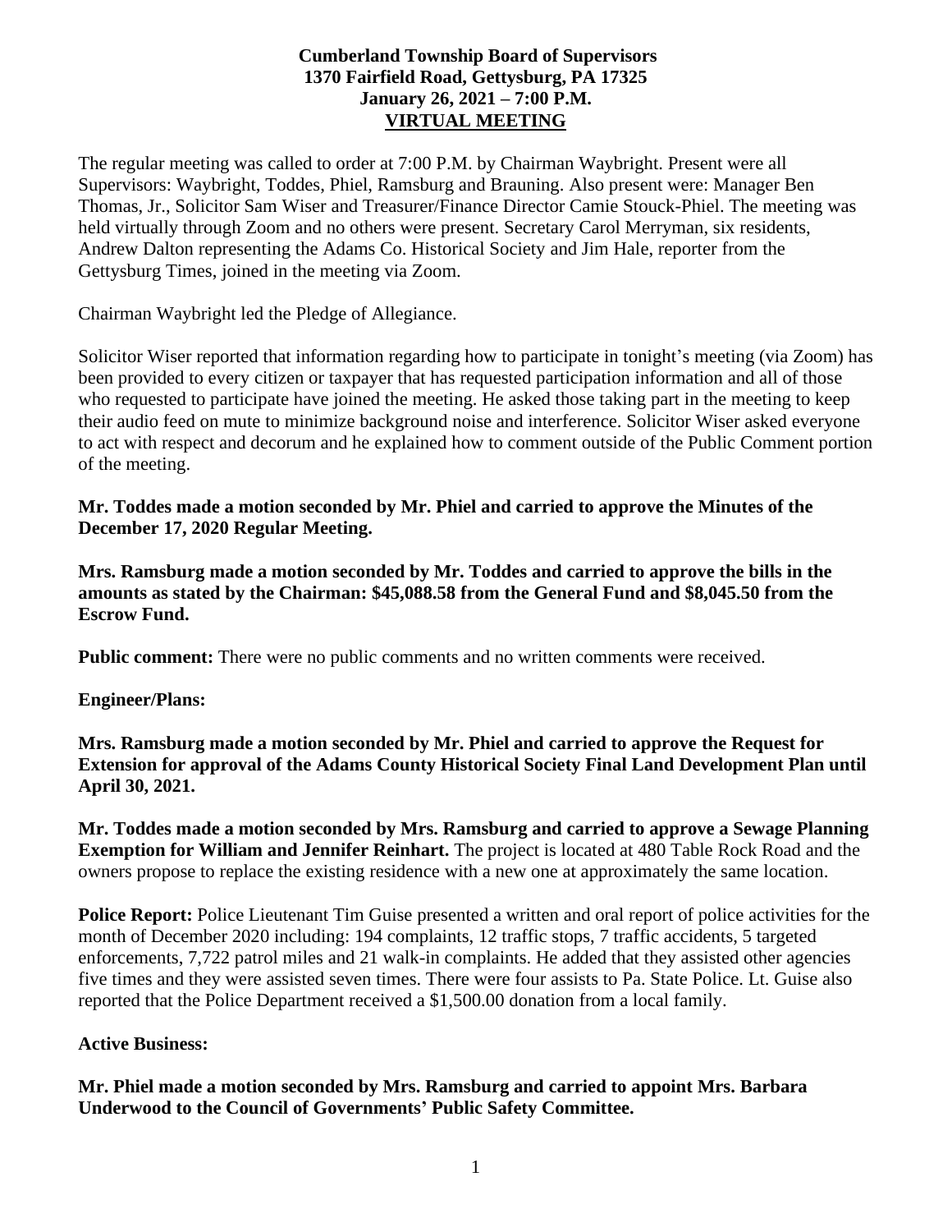**Cumberland Township Board of Supervisors**
**1370 Fairfield Road, Gettysburg, PA 17325**
**January 26, 2021 – 7:00 P.M.**
**VIRTUAL MEETING**

The regular meeting was called to order at 7:00 P.M. by Chairman Waybright. Present were all Supervisors: Waybright, Toddes, Phiel, Ramsburg and Brauning. Also present were: Manager Ben Thomas, Jr., Solicitor Sam Wiser and Treasurer/Finance Director Camie Stouck-Phiel. The meeting was held virtually through Zoom and no others were present. Secretary Carol Merryman, six residents, Andrew Dalton representing the Adams Co. Historical Society and Jim Hale, reporter from the Gettysburg Times, joined in the meeting via Zoom.

Chairman Waybright led the Pledge of Allegiance.

Solicitor Wiser reported that information regarding how to participate in tonight's meeting (via Zoom) has been provided to every citizen or taxpayer that has requested participation information and all of those who requested to participate have joined the meeting. He asked those taking part in the meeting to keep their audio feed on mute to minimize background noise and interference. Solicitor Wiser asked everyone to act with respect and decorum and he explained how to comment outside of the Public Comment portion of the meeting.

**Mr. Toddes made a motion seconded by Mr. Phiel and carried to approve the Minutes of the December 17, 2020 Regular Meeting.**

**Mrs. Ramsburg made a motion seconded by Mr. Toddes and carried to approve the bills in the amounts as stated by the Chairman: $45,088.58 from the General Fund and $8,045.50 from the Escrow Fund.**

**Public comment:** There were no public comments and no written comments were received.

**Engineer/Plans:**

**Mrs. Ramsburg made a motion seconded by Mr. Phiel and carried to approve the Request for Extension for approval of the Adams County Historical Society Final Land Development Plan until April 30, 2021.**

**Mr. Toddes made a motion seconded by Mrs. Ramsburg and carried to approve a Sewage Planning Exemption for William and Jennifer Reinhart.** The project is located at 480 Table Rock Road and the owners propose to replace the existing residence with a new one at approximately the same location.

**Police Report:** Police Lieutenant Tim Guise presented a written and oral report of police activities for the month of December 2020 including: 194 complaints, 12 traffic stops, 7 traffic accidents, 5 targeted enforcements, 7,722 patrol miles and 21 walk-in complaints. He added that they assisted other agencies five times and they were assisted seven times. There were four assists to Pa. State Police. Lt. Guise also reported that the Police Department received a $1,500.00 donation from a local family.

**Active Business:**

**Mr. Phiel made a motion seconded by Mrs. Ramsburg and carried to appoint Mrs. Barbara Underwood to the Council of Governments' Public Safety Committee.**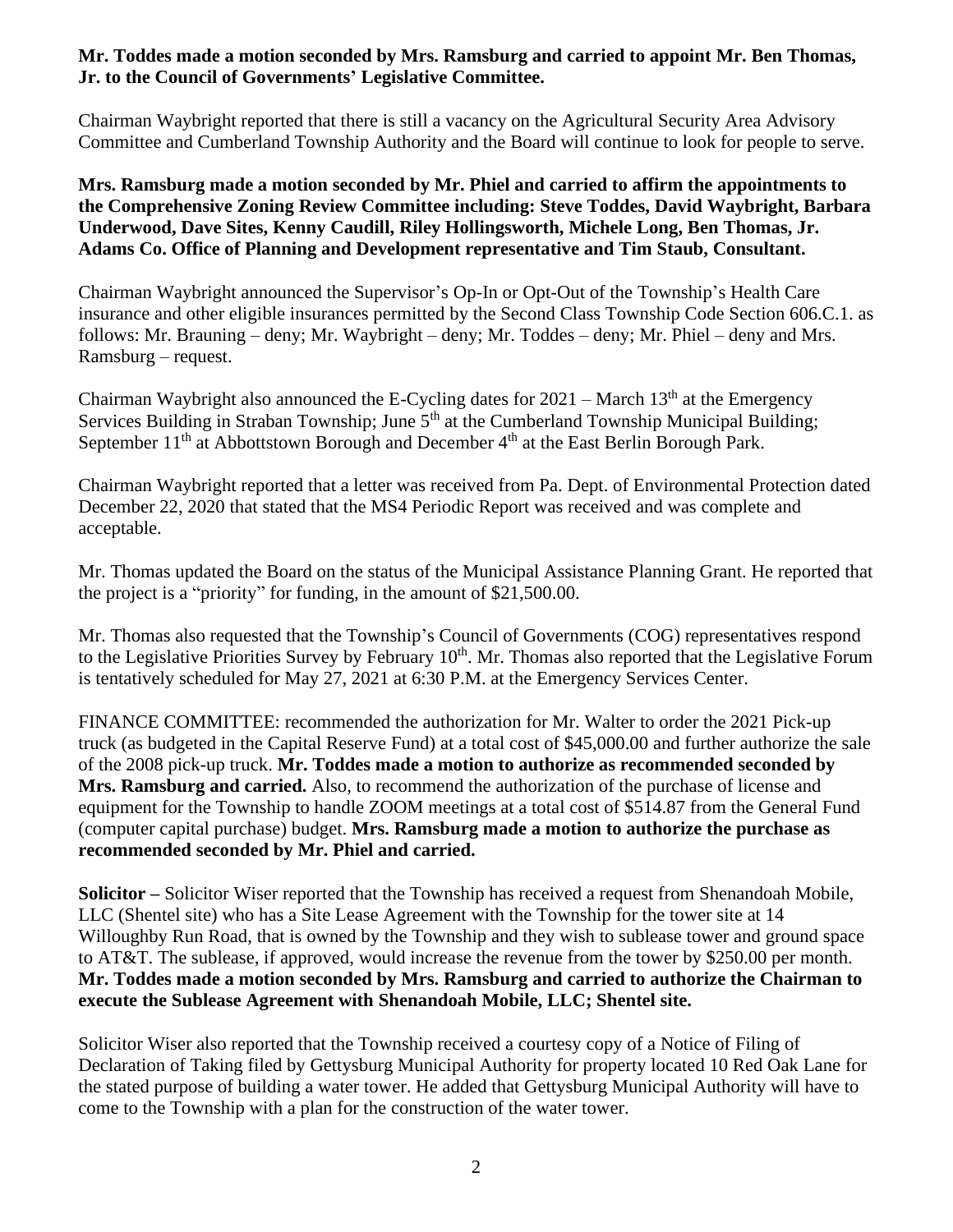**Mr. Toddes made a motion seconded by Mrs. Ramsburg and carried to appoint Mr. Ben Thomas, Jr. to the Council of Governments' Legislative Committee.**

Chairman Waybright reported that there is still a vacancy on the Agricultural Security Area Advisory Committee and Cumberland Township Authority and the Board will continue to look for people to serve.

**Mrs. Ramsburg made a motion seconded by Mr. Phiel and carried to affirm the appointments to the Comprehensive Zoning Review Committee including: Steve Toddes, David Waybright, Barbara Underwood, Dave Sites, Kenny Caudill, Riley Hollingsworth, Michele Long, Ben Thomas, Jr. Adams Co. Office of Planning and Development representative and Tim Staub, Consultant.**

Chairman Waybright announced the Supervisor's Op-In or Opt-Out of the Township's Health Care insurance and other eligible insurances permitted by the Second Class Township Code Section 606.C.1. as follows: Mr. Brauning – deny; Mr. Waybright – deny; Mr. Toddes – deny; Mr. Phiel – deny and Mrs. Ramsburg – request.

Chairman Waybright also announced the E-Cycling dates for 2021 – March 13th at the Emergency Services Building in Straban Township; June 5th at the Cumberland Township Municipal Building; September 11th at Abbottstown Borough and December 4th at the East Berlin Borough Park.

Chairman Waybright reported that a letter was received from Pa. Dept. of Environmental Protection dated December 22, 2020 that stated that the MS4 Periodic Report was received and was complete and acceptable.

Mr. Thomas updated the Board on the status of the Municipal Assistance Planning Grant. He reported that the project is a "priority" for funding, in the amount of $21,500.00.

Mr. Thomas also requested that the Township's Council of Governments (COG) representatives respond to the Legislative Priorities Survey by February 10th. Mr. Thomas also reported that the Legislative Forum is tentatively scheduled for May 27, 2021 at 6:30 P.M. at the Emergency Services Center.

FINANCE COMMITTEE: recommended the authorization for Mr. Walter to order the 2021 Pick-up truck (as budgeted in the Capital Reserve Fund) at a total cost of $45,000.00 and further authorize the sale of the 2008 pick-up truck. **Mr. Toddes made a motion to authorize as recommended seconded by Mrs. Ramsburg and carried.** Also, to recommend the authorization of the purchase of license and equipment for the Township to handle ZOOM meetings at a total cost of $514.87 from the General Fund (computer capital purchase) budget. **Mrs. Ramsburg made a motion to authorize the purchase as recommended seconded by Mr. Phiel and carried.**

**Solicitor –** Solicitor Wiser reported that the Township has received a request from Shenandoah Mobile, LLC (Shentel site) who has a Site Lease Agreement with the Township for the tower site at 14 Willoughby Run Road, that is owned by the Township and they wish to sublease tower and ground space to AT&T. The sublease, if approved, would increase the revenue from the tower by $250.00 per month. **Mr. Toddes made a motion seconded by Mrs. Ramsburg and carried to authorize the Chairman to execute the Sublease Agreement with Shenandoah Mobile, LLC; Shentel site.**

Solicitor Wiser also reported that the Township received a courtesy copy of a Notice of Filing of Declaration of Taking filed by Gettysburg Municipal Authority for property located 10 Red Oak Lane for the stated purpose of building a water tower. He added that Gettysburg Municipal Authority will have to come to the Township with a plan for the construction of the water tower.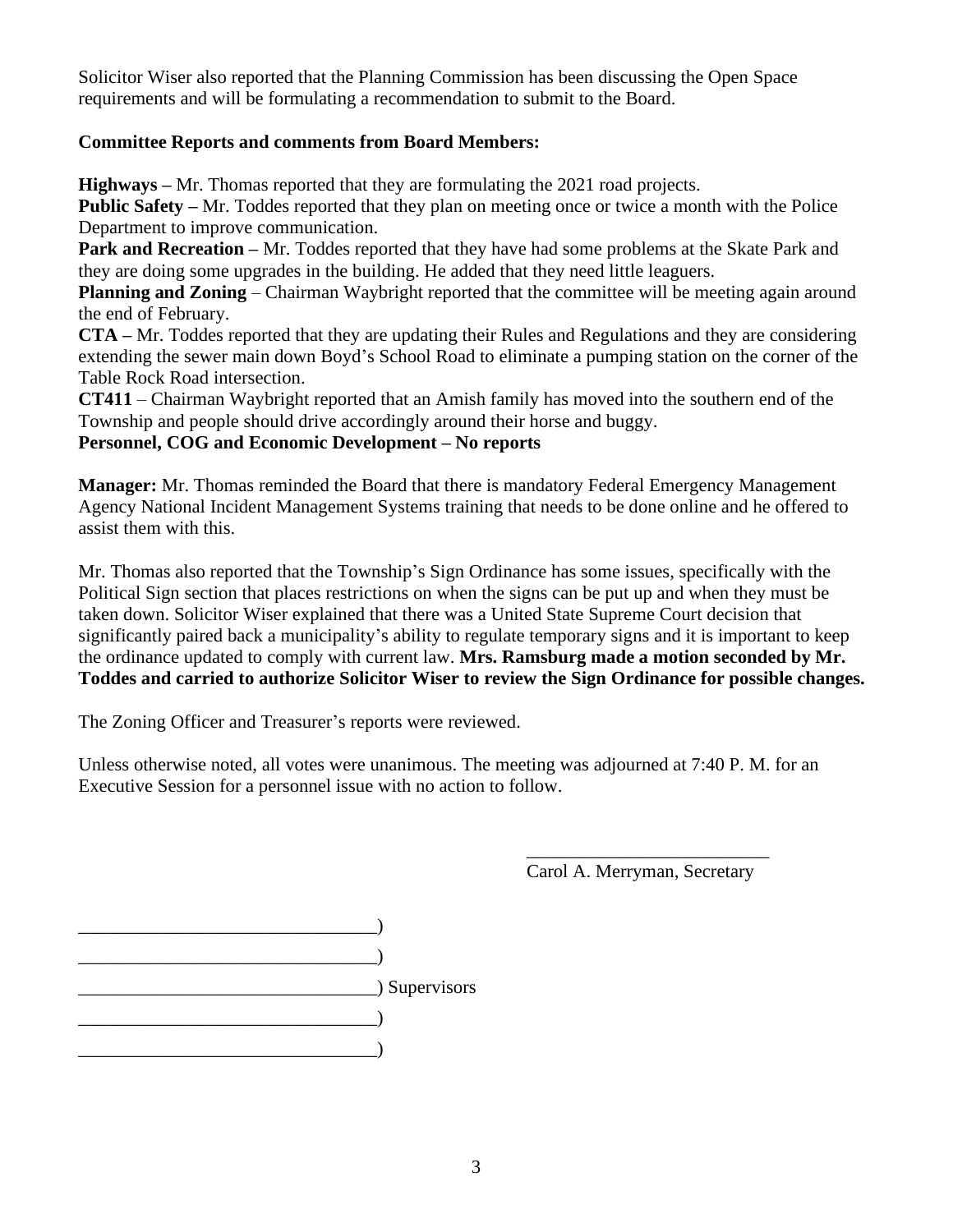Solicitor Wiser also reported that the Planning Commission has been discussing the Open Space requirements and will be formulating a recommendation to submit to the Board.

**Committee Reports and comments from Board Members:**

**Highways –** Mr. Thomas reported that they are formulating the 2021 road projects.
**Public Safety –** Mr. Toddes reported that they plan on meeting once or twice a month with the Police Department to improve communication.
**Park and Recreation –** Mr. Toddes reported that they have had some problems at the Skate Park and they are doing some upgrades in the building. He added that they need little leaguers.
**Planning and Zoning** – Chairman Waybright reported that the committee will be meeting again around the end of February.
**CTA –** Mr. Toddes reported that they are updating their Rules and Regulations and they are considering extending the sewer main down Boyd's School Road to eliminate a pumping station on the corner of the Table Rock Road intersection.
**CT411** – Chairman Waybright reported that an Amish family has moved into the southern end of the Township and people should drive accordingly around their horse and buggy.
**Personnel, COG and Economic Development – No reports**

**Manager:** Mr. Thomas reminded the Board that there is mandatory Federal Emergency Management Agency National Incident Management Systems training that needs to be done online and he offered to assist them with this.

Mr. Thomas also reported that the Township's Sign Ordinance has some issues, specifically with the Political Sign section that places restrictions on when the signs can be put up and when they must be taken down. Solicitor Wiser explained that there was a United State Supreme Court decision that significantly paired back a municipality's ability to regulate temporary signs and it is important to keep the ordinance updated to comply with current law. **Mrs. Ramsburg made a motion seconded by Mr. Toddes and carried to authorize Solicitor Wiser to review the Sign Ordinance for possible changes.**

The Zoning Officer and Treasurer's reports were reviewed.

Unless otherwise noted, all votes were unanimous. The meeting was adjourned at 7:40 P. M. for an Executive Session for a personnel issue with no action to follow.

\_\_\_\_\_\_\_\_\_\_\_\_\_\_\_\_\_\_\_\_\_\_\_\_\_\_
Carol A. Merryman, Secretary

\_\_\_\_\_\_\_\_\_\_\_\_\_\_\_\_\_\_\_\_\_\_\_\_\_\_\_\_\_\_\_\_)
\_\_\_\_\_\_\_\_\_\_\_\_\_\_\_\_\_\_\_\_\_\_\_\_\_\_\_\_\_\_\_\_)
\_\_\_\_\_\_\_\_\_\_\_\_\_\_\_\_\_\_\_\_\_\_\_\_\_\_\_\_\_\_\_\_) Supervisors
\_\_\_\_\_\_\_\_\_\_\_\_\_\_\_\_\_\_\_\_\_\_\_\_\_\_\_\_\_\_\_\_)
\_\_\_\_\_\_\_\_\_\_\_\_\_\_\_\_\_\_\_\_\_\_\_\_\_\_\_\_\_\_\_\_)